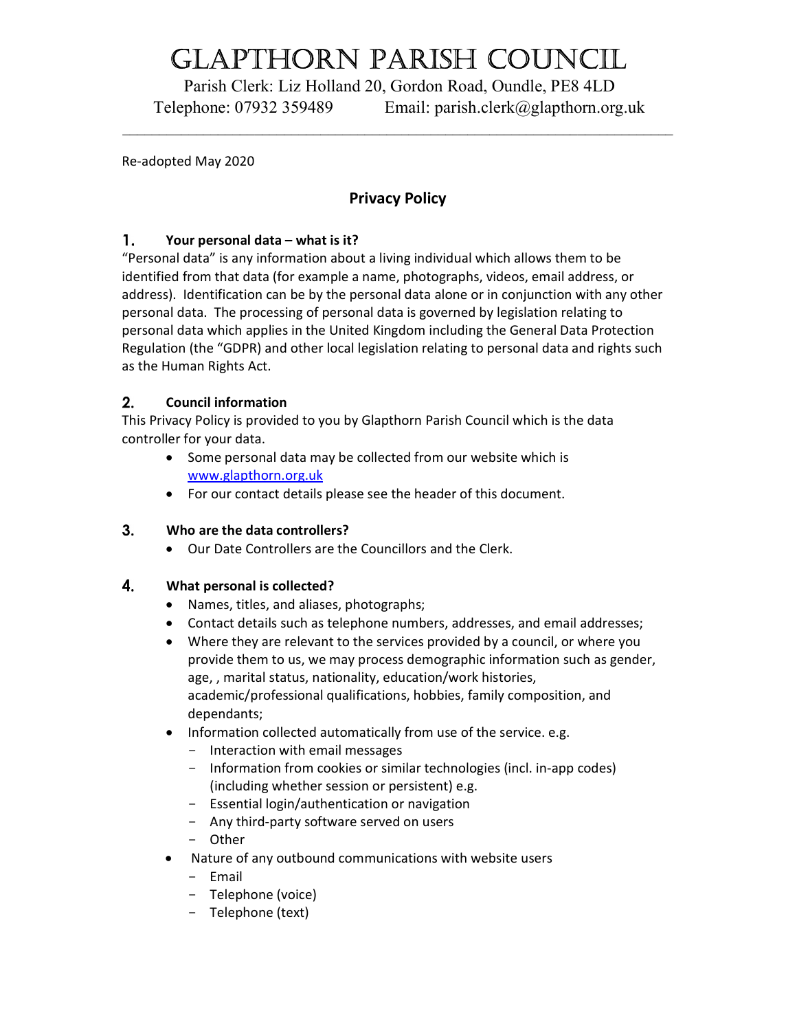# Glapthorn Parish Council

Parish Clerk: Liz Holland 20, Gordon Road, Oundle, PE8 4LD

Telephone: 07932 359489 Email: parish.clerk@glapthorn.org.uk

---

Re-adopted May 2020

## Privacy Policy

### 1. Your personal data – what is it?

"Personal data" is any information about a living individual which allows them to be identified from that data (for example a name, photographs, videos, email address, or address). Identification can be by the personal data alone or in conjunction with any other personal data. The processing of personal data is governed by legislation relating to personal data which applies in the United Kingdom including the General Data Protection Regulation (the "GDPR) and other local legislation relating to personal data and rights such as the Human Rights Act.

### 2. Council information

This Privacy Policy is provided to you by Glapthorn Parish Council which is the data controller for your data.

- Some personal data may be collected from our website which is [www.glapthorn.org.uk](http://www.glapthorn.org.uk)
- For our contact details please see the header of this document.

### 3. Who are the data controllers?

- Our Date Controllers are the Councillors and the Clerk.

### 4. What personal is collected?

- Names, titles, and aliases, photographs;
- Contact details such as telephone numbers, addresses, and email addresses;
- Where they are relevant to the services provided by a council, or where you provide them to us, we may process demographic information such as gender, age, , marital status, nationality, education/work histories, academic/professional qualifications, hobbies, family composition, and dependants;
- Information collected automatically from use of the service. e.g.
  - Interaction with email messages
  - Information from cookies or similar technologies (incl. in-app codes) (including whether session or persistent) e.g.
  - Essential login/authentication or navigation
  - Any third-party software served on users
  - Other
- Nature of any outbound communications with website users
  - Email
  - Telephone (voice)
  - Telephone (text)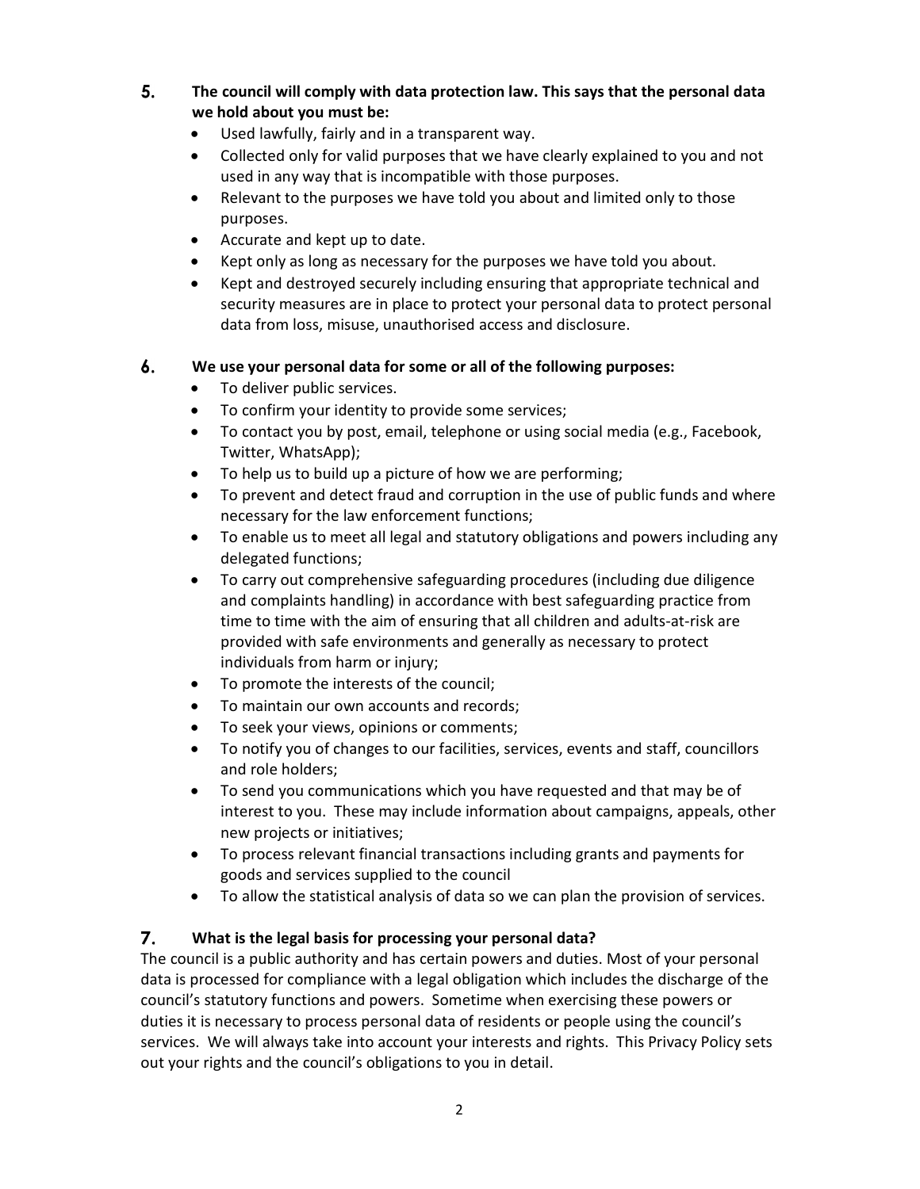## 5. The council will comply with data protection law. This says that the personal data we hold about you must be:

- Used lawfully, fairly and in a transparent way.
- Collected only for valid purposes that we have clearly explained to you and not used in any way that is incompatible with those purposes.
- Relevant to the purposes we have told you about and limited only to those purposes.
- Accurate and kept up to date.
- Kept only as long as necessary for the purposes we have told you about.
- Kept and destroyed securely including ensuring that appropriate technical and security measures are in place to protect your personal data to protect personal data from loss, misuse, unauthorised access and disclosure.

## 6. We use your personal data for some or all of the following purposes:

- To deliver public services.
- To confirm your identity to provide some services;
- To contact you by post, email, telephone or using social media (e.g., Facebook, Twitter, WhatsApp);
- To help us to build up a picture of how we are performing;
- To prevent and detect fraud and corruption in the use of public funds and where necessary for the law enforcement functions;
- To enable us to meet all legal and statutory obligations and powers including any delegated functions;
- To carry out comprehensive safeguarding procedures (including due diligence and complaints handling) in accordance with best safeguarding practice from time to time with the aim of ensuring that all children and adults-at-risk are provided with safe environments and generally as necessary to protect individuals from harm or injury;
- To promote the interests of the council;
- To maintain our own accounts and records;
- To seek your views, opinions or comments;
- To notify you of changes to our facilities, services, events and staff, councillors and role holders;
- To send you communications which you have requested and that may be of interest to you. These may include information about campaigns, appeals, other new projects or initiatives;
- To process relevant financial transactions including grants and payments for goods and services supplied to the council
- To allow the statistical analysis of data so we can plan the provision of services.

## 7. What is the legal basis for processing your personal data?

The council is a public authority and has certain powers and duties. Most of your personal data is processed for compliance with a legal obligation which includes the discharge of the council's statutory functions and powers. Sometime when exercising these powers or duties it is necessary to process personal data of residents or people using the council's services. We will always take into account your interests and rights. This Privacy Policy sets out your rights and the council's obligations to you in detail.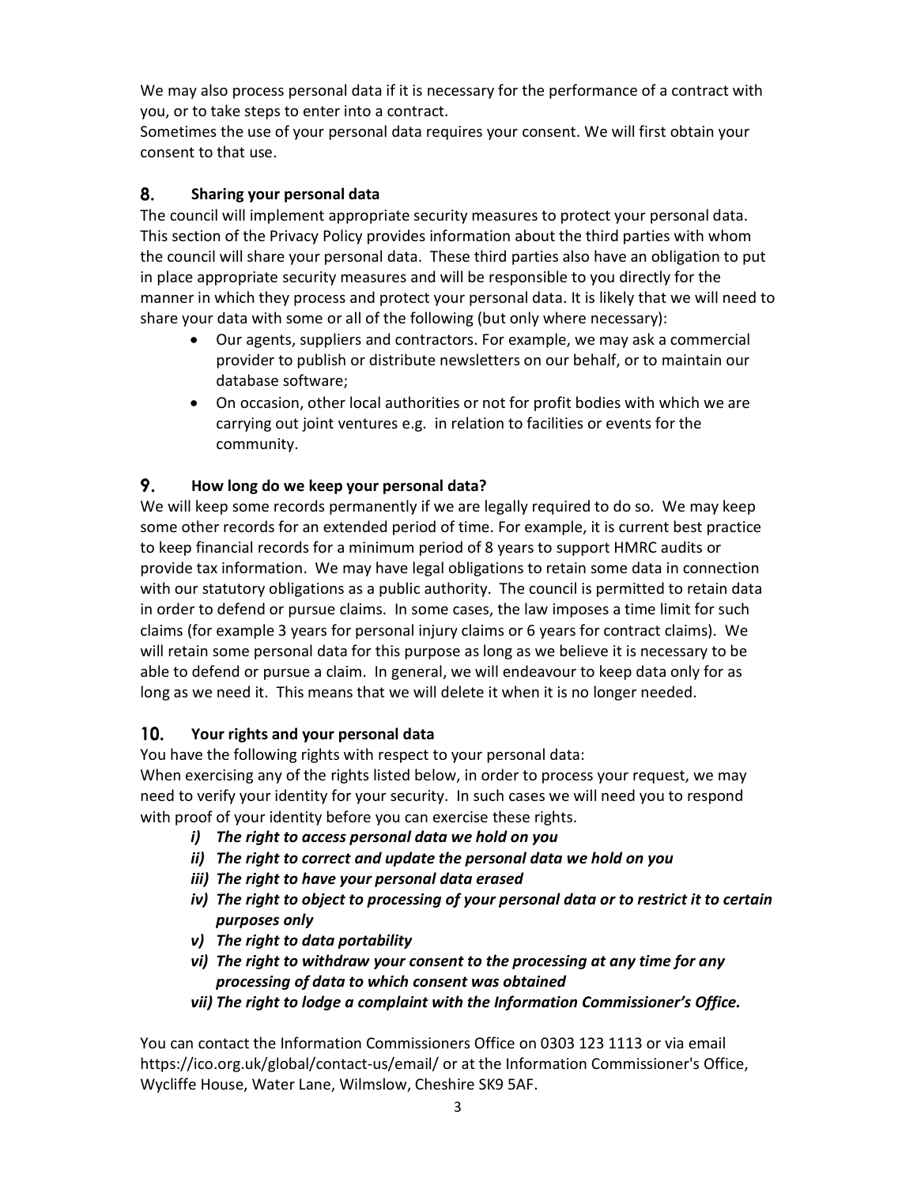We may also process personal data if it is necessary for the performance of a contract with you, or to take steps to enter into a contract.
Sometimes the use of your personal data requires your consent. We will first obtain your consent to that use.

## 8. Sharing your personal data

The council will implement appropriate security measures to protect your personal data. This section of the Privacy Policy provides information about the third parties with whom the council will share your personal data. These third parties also have an obligation to put in place appropriate security measures and will be responsible to you directly for the manner in which they process and protect your personal data. It is likely that we will need to share your data with some or all of the following (but only where necessary):

- Our agents, suppliers and contractors. For example, we may ask a commercial provider to publish or distribute newsletters on our behalf, or to maintain our database software;
- On occasion, other local authorities or not for profit bodies with which we are carrying out joint ventures e.g. in relation to facilities or events for the community.

## 9. How long do we keep your personal data?

We will keep some records permanently if we are legally required to do so. We may keep some other records for an extended period of time. For example, it is current best practice to keep financial records for a minimum period of 8 years to support HMRC audits or provide tax information. We may have legal obligations to retain some data in connection with our statutory obligations as a public authority. The council is permitted to retain data in order to defend or pursue claims. In some cases, the law imposes a time limit for such claims (for example 3 years for personal injury claims or 6 years for contract claims). We will retain some personal data for this purpose as long as we believe it is necessary to be able to defend or pursue a claim. In general, we will endeavour to keep data only for as long as we need it. This means that we will delete it when it is no longer needed.

## 10. Your rights and your personal data

You have the following rights with respect to your personal data:
When exercising any of the rights listed below, in order to process your request, we may need to verify your identity for your security. In such cases we will need you to respond with proof of your identity before you can exercise these rights.

- ***i) The right to access personal data we hold on you***
- ***ii) The right to correct and update the personal data we hold on you***
- ***iii) The right to have your personal data erased***
- ***iv) The right to object to processing of your personal data or to restrict it to certain purposes only***
- ***v) The right to data portability***
- ***vi) The right to withdraw your consent to the processing at any time for any processing of data to which consent was obtained***
- ***vii) The right to lodge a complaint with the Information Commissioner's Office.***

You can contact the Information Commissioners Office on 0303 123 1113 or via email https://ico.org.uk/global/contact-us/email/ or at the Information Commissioner's Office, Wycliffe House, Water Lane, Wilmslow, Cheshire SK9 5AF.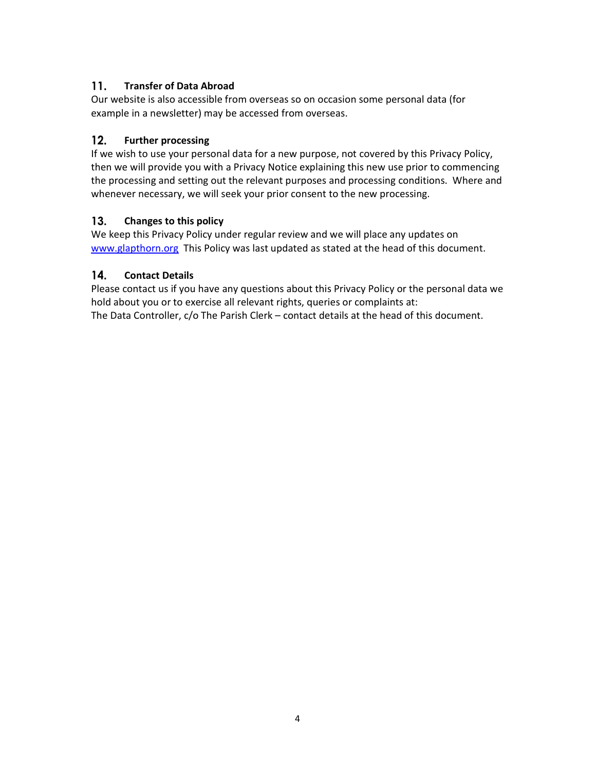## 11. Transfer of Data Abroad

Our website is also accessible from overseas so on occasion some personal data (for example in a newsletter) may be accessed from overseas.

## 12. Further processing

If we wish to use your personal data for a new purpose, not covered by this Privacy Policy, then we will provide you with a Privacy Notice explaining this new use prior to commencing the processing and setting out the relevant purposes and processing conditions. Where and whenever necessary, we will seek your prior consent to the new processing.

## 13. Changes to this policy

We keep this Privacy Policy under regular review and we will place any updates on [www.glapthorn.org](http://www.glapthorn.org) This Policy was last updated as stated at the head of this document.

## 14. Contact Details

Please contact us if you have any questions about this Privacy Policy or the personal data we hold about you or to exercise all relevant rights, queries or complaints at:
The Data Controller, c/o The Parish Clerk – contact details at the head of this document.